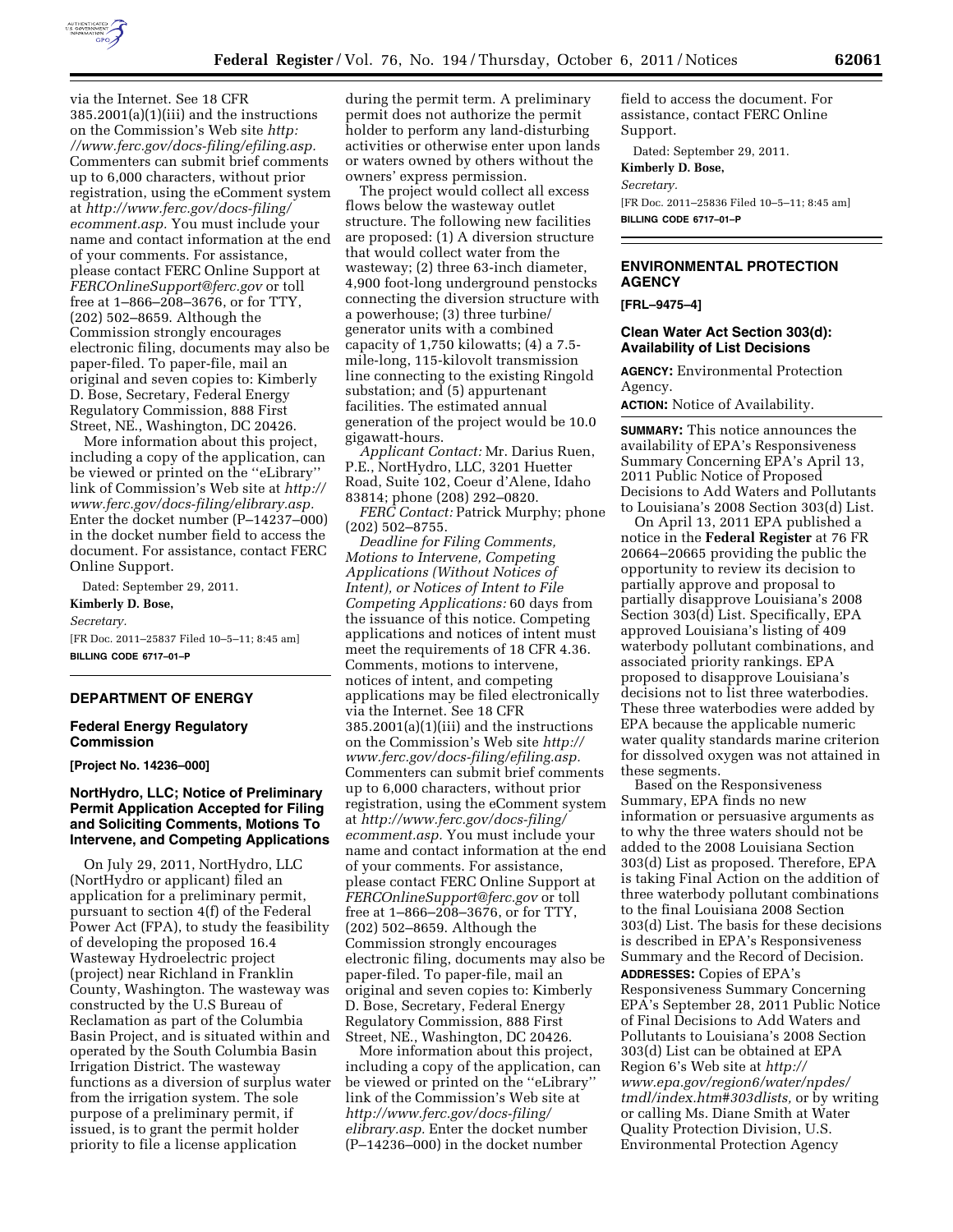via the Internet. See 18 CFR 385.2001(a)(1)(iii) and the instructions on the Commission's Web site *http://www.ferc.gov/docs-filing/efiling.asp.* Commenters can submit brief comments up to 6,000 characters, without prior registration, using the eComment system at *http://www.ferc.gov/docs-filing/ecomment.asp.* You must include your name and contact information at the end of your comments. For assistance, please contact FERC Online Support at *FERCOnlineSupport@ferc.gov* or toll free at 1–866–208–3676, or for TTY, (202) 502–8659. Although the Commission strongly encourages electronic filing, documents may also be paper-filed. To paper-file, mail an original and seven copies to: Kimberly D. Bose, Secretary, Federal Energy Regulatory Commission, 888 First Street, NE., Washington, DC 20426.

More information about this project, including a copy of the application, can be viewed or printed on the ''eLibrary'' link of Commission's Web site at *http://www.ferc.gov/docs-filing/elibrary.asp.* Enter the docket number (P–14237–000) in the docket number field to access the document. For assistance, contact FERC Online Support.

Dated: September 29, 2011.

**Kimberly D. Bose,**

*Secretary.*

[FR Doc. 2011–25837 Filed 10–5–11; 8:45 am]

**BILLING CODE 6717–01–P**

---

## DEPARTMENT OF ENERGY

### Federal Energy Regulatory Commission

**[Project No. 14236–000]**

### NorthHydro, LLC; Notice of Preliminary Permit Application Accepted for Filing and Soliciting Comments, Motions To Intervene, and Competing Applications

On July 29, 2011, NorthHydro, LLC (NorthHydro or applicant) filed an application for a preliminary permit, pursuant to section 4(f) of the Federal Power Act (FPA), to study the feasibility of developing the proposed 16.4 Wasteway Hydroelectric project (project) near Richland in Franklin County, Washington. The wasteway was constructed by the U.S Bureau of Reclamation as part of the Columbia Basin Project, and is situated within and operated by the South Columbia Basin Irrigation District. The wasteway functions as a diversion of surplus water from the irrigation system. The sole purpose of a preliminary permit, if issued, is to grant the permit holder priority to file a license application during the permit term. A preliminary permit does not authorize the permit holder to perform any land-disturbing activities or otherwise enter upon lands or waters owned by others without the owners' express permission.

The project would collect all excess flows below the wasteway outlet structure. The following new facilities are proposed: (1) A diversion structure that would collect water from the wasteway; (2) three 63-inch diameter, 4,900 foot-long underground penstocks connecting the diversion structure with a powerhouse; (3) three turbine/generator units with a combined capacity of 1,750 kilowatts; (4) a 7.5-mile-long, 115-kilovolt transmission line connecting to the existing Ringold substation; and (5) appurtenant facilities. The estimated annual generation of the project would be 10.0 gigawatt-hours.

*Applicant Contact:* Mr. Darius Ruen, P.E., NorthHydro, LLC, 3201 Huetter Road, Suite 102, Coeur d'Alene, Idaho 83814; phone (208) 292–0820.

*FERC Contact:* Patrick Murphy; phone (202) 502–8755.

*Deadline for Filing Comments, Motions to Intervene, Competing Applications (Without Notices of Intent), or Notices of Intent to File Competing Applications:* 60 days from the issuance of this notice. Competing applications and notices of intent must meet the requirements of 18 CFR 4.36. Comments, motions to intervene, notices of intent, and competing applications may be filed electronically via the Internet. See 18 CFR 385.2001(a)(1)(iii) and the instructions on the Commission's Web site *http://www.ferc.gov/docs-filing/efiling.asp.* Commenters can submit brief comments up to 6,000 characters, without prior registration, using the eComment system at *http://www.ferc.gov/docs-filing/ecomment.asp.* You must include your name and contact information at the end of your comments. For assistance, please contact FERC Online Support at *FERCOnlineSupport@ferc.gov* or toll free at 1–866–208–3676, or for TTY, (202) 502–8659. Although the Commission strongly encourages electronic filing, documents may also be paper-filed. To paper-file, mail an original and seven copies to: Kimberly D. Bose, Secretary, Federal Energy Regulatory Commission, 888 First Street, NE., Washington, DC 20426.

More information about this project, including a copy of the application, can be viewed or printed on the ''eLibrary'' link of the Commission's Web site at *http://www.ferc.gov/docs-filing/elibrary.asp.* Enter the docket number (P–14236–000) in the docket number field to access the document. For assistance, contact FERC Online Support.

Dated: September 29, 2011.

**Kimberly D. Bose,**

*Secretary.*

[FR Doc. 2011–25836 Filed 10–5–11; 8:45 am]

**BILLING CODE 6717–01–P**

---

## ENVIRONMENTAL PROTECTION AGENCY

**[FRL–9475–4]**

### Clean Water Act Section 303(d): Availability of List Decisions

**AGENCY:** Environmental Protection Agency.

**ACTION:** Notice of Availability.

**SUMMARY:** This notice announces the availability of EPA's Responsiveness Summary Concerning EPA's April 13, 2011 Public Notice of Proposed Decisions to Add Waters and Pollutants to Louisiana's 2008 Section 303(d) List.

On April 13, 2011 EPA published a notice in the **Federal Register** at 76 FR 20664–20665 providing the public the opportunity to review its decision to partially approve and proposal to partially disapprove Louisiana's 2008 Section 303(d) List. Specifically, EPA approved Louisiana's listing of 409 waterbody pollutant combinations, and associated priority rankings. EPA proposed to disapprove Louisiana's decisions not to list three waterbodies. These three waterbodies were added by EPA because the applicable numeric water quality standards marine criterion for dissolved oxygen was not attained in these segments.

Based on the Responsiveness Summary, EPA finds no new information or persuasive arguments as to why the three waters should not be added to the 2008 Louisiana Section 303(d) List as proposed. Therefore, EPA is taking Final Action on the addition of three waterbody pollutant combinations to the final Louisiana 2008 Section 303(d) List. The basis for these decisions is described in EPA's Responsiveness Summary and the Record of Decision.

**ADDRESSES:** Copies of EPA's Responsiveness Summary Concerning EPA's September 28, 2011 Public Notice of Final Decisions to Add Waters and Pollutants to Louisiana's 2008 Section 303(d) List can be obtained at EPA Region 6's Web site at *http://www.epa.gov/region6/water/npdes/tmdl/index.htm#303dlists,* or by writing or calling Ms. Diane Smith at Water Quality Protection Division, U.S. Environmental Protection Agency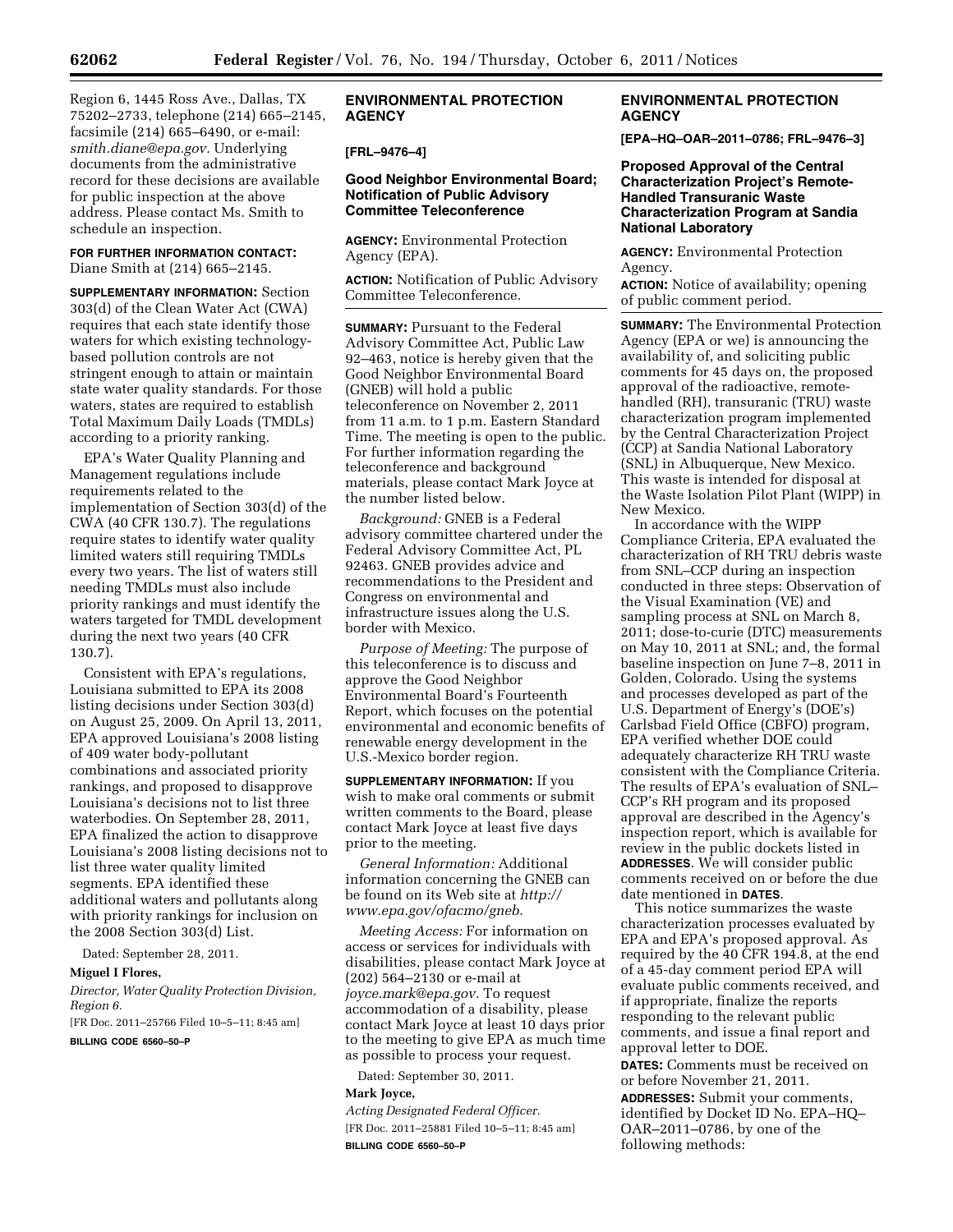Region 6, 1445 Ross Ave., Dallas, TX 75202–2733, telephone (214) 665–2145, facsimile (214) 665–6490, or e-mail: *smith.diane@epa.gov.* Underlying documents from the administrative record for these decisions are available for public inspection at the above address. Please contact Ms. Smith to schedule an inspection.

**FOR FURTHER INFORMATION CONTACT:** Diane Smith at (214) 665–2145.

**SUPPLEMENTARY INFORMATION:** Section 303(d) of the Clean Water Act (CWA) requires that each state identify those waters for which existing technology-based pollution controls are not stringent enough to attain or maintain state water quality standards. For those waters, states are required to establish Total Maximum Daily Loads (TMDLs) according to a priority ranking.

EPA's Water Quality Planning and Management regulations include requirements related to the implementation of Section 303(d) of the CWA (40 CFR 130.7). The regulations require states to identify water quality limited waters still requiring TMDLs every two years. The list of waters still needing TMDLs must also include priority rankings and must identify the waters targeted for TMDL development during the next two years (40 CFR 130.7).

Consistent with EPA's regulations, Louisiana submitted to EPA its 2008 listing decisions under Section 303(d) on August 25, 2009. On April 13, 2011, EPA approved Louisiana's 2008 listing of 409 water body-pollutant combinations and associated priority rankings, and proposed to disapprove Louisiana's decisions not to list three waterbodies. On September 28, 2011, EPA finalized the action to disapprove Louisiana's 2008 listing decisions not to list three water quality limited segments. EPA identified these additional waters and pollutants along with priority rankings for inclusion on the 2008 Section 303(d) List.

Dated: September 28, 2011.

**Miguel I Flores,**

*Director, Water Quality Protection Division, Region 6.*

[FR Doc. 2011–25766 Filed 10–5–11; 8:45 am]

**BILLING CODE 6560–50–P**

## ENVIRONMENTAL PROTECTION AGENCY

**[FRL–9476–4]**

### Good Neighbor Environmental Board; Notification of Public Advisory Committee Teleconference

**AGENCY:** Environmental Protection Agency (EPA).

**ACTION:** Notification of Public Advisory Committee Teleconference.

**SUMMARY:** Pursuant to the Federal Advisory Committee Act, Public Law 92–463, notice is hereby given that the Good Neighbor Environmental Board (GNEB) will hold a public teleconference on November 2, 2011 from 11 a.m. to 1 p.m. Eastern Standard Time. The meeting is open to the public. For further information regarding the teleconference and background materials, please contact Mark Joyce at the number listed below.

*Background:* GNEB is a Federal advisory committee chartered under the Federal Advisory Committee Act, PL 92463. GNEB provides advice and recommendations to the President and Congress on environmental and infrastructure issues along the U.S. border with Mexico.

*Purpose of Meeting:* The purpose of this teleconference is to discuss and approve the Good Neighbor Environmental Board's Fourteenth Report, which focuses on the potential environmental and economic benefits of renewable energy development in the U.S.-Mexico border region.

**SUPPLEMENTARY INFORMATION:** If you wish to make oral comments or submit written comments to the Board, please contact Mark Joyce at least five days prior to the meeting.

*General Information:* Additional information concerning the GNEB can be found on its Web site at *http://www.epa.gov/ofacmo/gneb.*

*Meeting Access:* For information on access or services for individuals with disabilities, please contact Mark Joyce at (202) 564–2130 or e-mail at *joyce.mark@epa.gov.* To request accommodation of a disability, please contact Mark Joyce at least 10 days prior to the meeting to give EPA as much time as possible to process your request.

Dated: September 30, 2011.

**Mark Joyce,**

*Acting Designated Federal Officer.*

[FR Doc. 2011–25881 Filed 10–5–11; 8:45 am]

**BILLING CODE 6560–50–P**

## ENVIRONMENTAL PROTECTION AGENCY

**[EPA–HQ–OAR–2011–0786; FRL–9476–3]**

### Proposed Approval of the Central Characterization Project's Remote-Handled Transuranic Waste Characterization Program at Sandia National Laboratory

**AGENCY:** Environmental Protection Agency.

**ACTION:** Notice of availability; opening of public comment period.

**SUMMARY:** The Environmental Protection Agency (EPA or we) is announcing the availability of, and soliciting public comments for 45 days on, the proposed approval of the radioactive, remote-handled (RH), transuranic (TRU) waste characterization program implemented by the Central Characterization Project (CCP) at Sandia National Laboratory (SNL) in Albuquerque, New Mexico. This waste is intended for disposal at the Waste Isolation Pilot Plant (WIPP) in New Mexico.

In accordance with the WIPP Compliance Criteria, EPA evaluated the characterization of RH TRU debris waste from SNL–CCP during an inspection conducted in three steps: Observation of the Visual Examination (VE) and sampling process at SNL on March 8, 2011; dose-to-curie (DTC) measurements on May 10, 2011 at SNL; and, the formal baseline inspection on June 7–8, 2011 in Golden, Colorado. Using the systems and processes developed as part of the U.S. Department of Energy's (DOE's) Carlsbad Field Office (CBFO) program, EPA verified whether DOE could adequately characterize RH TRU waste consistent with the Compliance Criteria. The results of EPA's evaluation of SNL–CCP's RH program and its proposed approval are described in the Agency's inspection report, which is available for review in the public dockets listed in **ADDRESSES**. We will consider public comments received on or before the due date mentioned in **DATES**.

This notice summarizes the waste characterization processes evaluated by EPA and EPA's proposed approval. As required by the 40 CFR 194.8, at the end of a 45-day comment period EPA will evaluate public comments received, and if appropriate, finalize the reports responding to the relevant public comments, and issue a final report and approval letter to DOE.

**DATES:** Comments must be received on or before November 21, 2011.

**ADDRESSES:** Submit your comments, identified by Docket ID No. EPA–HQ–OAR–2011–0786, by one of the following methods: